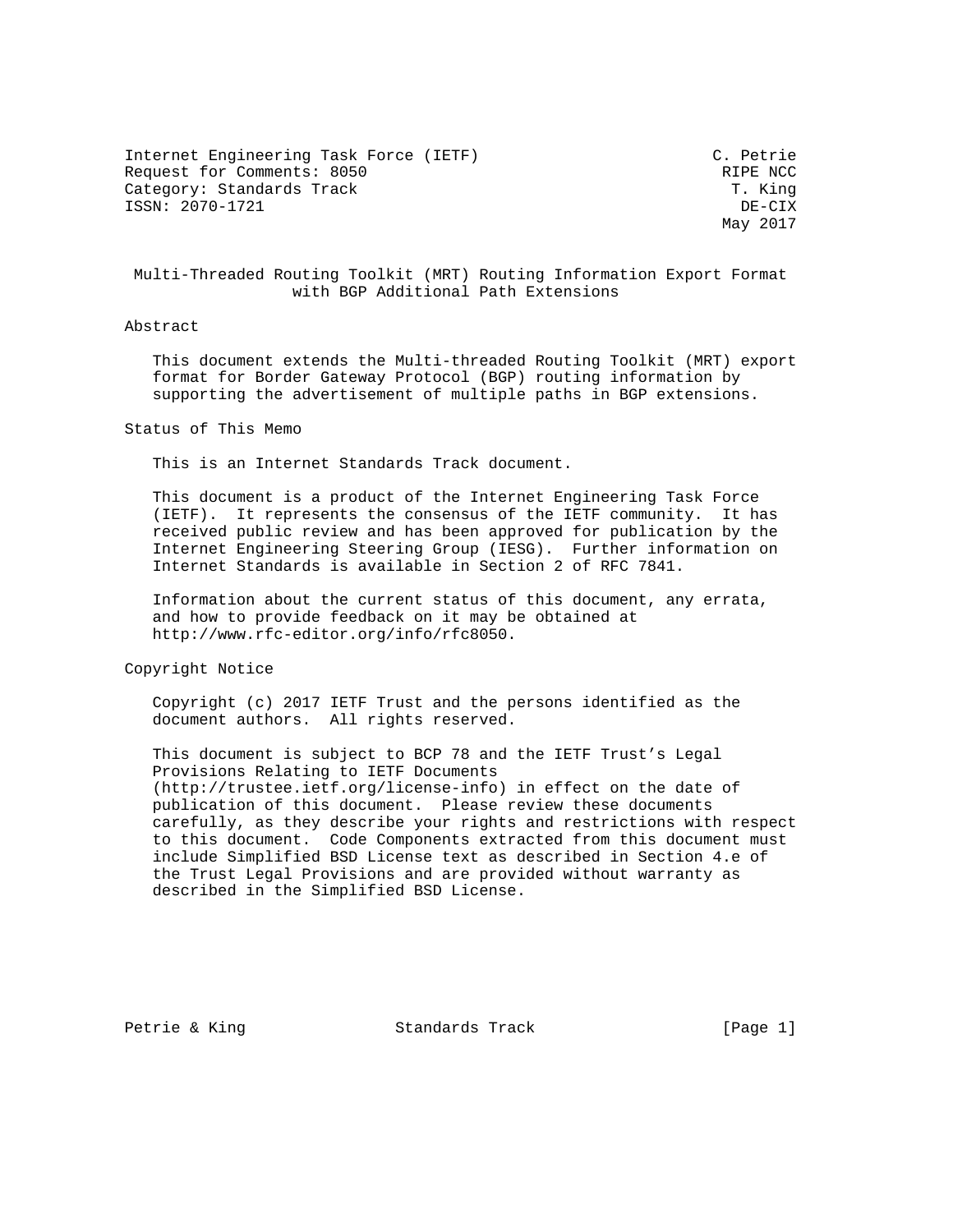Internet Engineering Task Force (IETF) C. Petrie
Request for Comments: 8050 RIPE NCC
Category: Standards Track T. King
ISSN: 2070-1721 DE-CIX
May 2017

# Multi-Threaded Routing Toolkit (MRT) Routing Information Export Format with BGP Additional Path Extensions

## Abstract

This document extends the Multi-threaded Routing Toolkit (MRT) export format for Border Gateway Protocol (BGP) routing information by supporting the advertisement of multiple paths in BGP extensions.

## Status of This Memo

This is an Internet Standards Track document.

This document is a product of the Internet Engineering Task Force (IETF). It represents the consensus of the IETF community. It has received public review and has been approved for publication by the Internet Engineering Steering Group (IESG). Further information on Internet Standards is available in Section 2 of RFC 7841.

Information about the current status of this document, any errata, and how to provide feedback on it may be obtained at http://www.rfc-editor.org/info/rfc8050.

## Copyright Notice

Copyright (c) 2017 IETF Trust and the persons identified as the document authors. All rights reserved.

This document is subject to BCP 78 and the IETF Trust's Legal Provisions Relating to IETF Documents (http://trustee.ietf.org/license-info) in effect on the date of publication of this document. Please review these documents carefully, as they describe your rights and restrictions with respect to this document. Code Components extracted from this document must include Simplified BSD License text as described in Section 4.e of the Trust Legal Provisions and are provided without warranty as described in the Simplified BSD License.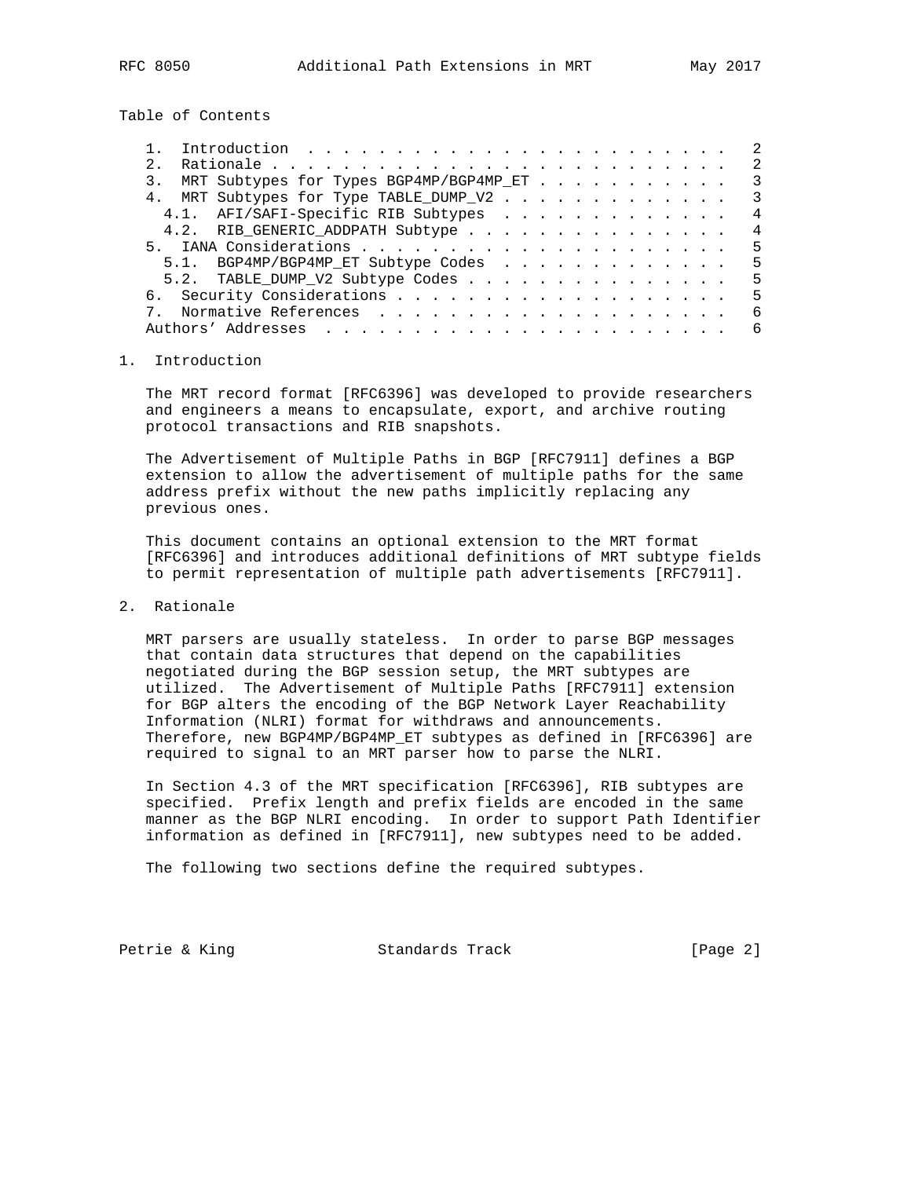## Table of Contents

```
   1.  Introduction  . . . . . . . . . . . . . . . . . . . . . . . .   2
   2.  Rationale . . . . . . . . . . . . . . . . . . . . . . . . . .   2
   3.  MRT Subtypes for Types BGP4MP/BGP4MP_ET . . . . . . . . . . .   3
   4.  MRT Subtypes for Type TABLE_DUMP_V2 . . . . . . . . . . . . .   3
     4.1.  AFI/SAFI-Specific RIB Subtypes  . . . . . . . . . . . . .   4
     4.2.  RIB_GENERIC_ADDPATH Subtype . . . . . . . . . . . . . . .   4
   5.  IANA Considerations . . . . . . . . . . . . . . . . . . . . .   5
     5.1.  BGP4MP/BGP4MP_ET Subtype Codes  . . . . . . . . . . . . .   5
     5.2.  TABLE_DUMP_V2 Subtype Codes . . . . . . . . . . . . . . .   5
   6.  Security Considerations . . . . . . . . . . . . . . . . . . .   5
   7.  Normative References  . . . . . . . . . . . . . . . . . . . .   6
   Authors' Addresses  . . . . . . . . . . . . . . . . . . . . . . .   6
```

## 1. Introduction

The MRT record format [RFC6396] was developed to provide researchers and engineers a means to encapsulate, export, and archive routing protocol transactions and RIB snapshots.

The Advertisement of Multiple Paths in BGP [RFC7911] defines a BGP extension to allow the advertisement of multiple paths for the same address prefix without the new paths implicitly replacing any previous ones.

This document contains an optional extension to the MRT format [RFC6396] and introduces additional definitions of MRT subtype fields to permit representation of multiple path advertisements [RFC7911].

## 2. Rationale

MRT parsers are usually stateless. In order to parse BGP messages that contain data structures that depend on the capabilities negotiated during the BGP session setup, the MRT subtypes are utilized. The Advertisement of Multiple Paths [RFC7911] extension for BGP alters the encoding of the BGP Network Layer Reachability Information (NLRI) format for withdraws and announcements. Therefore, new BGP4MP/BGP4MP_ET subtypes as defined in [RFC6396] are required to signal to an MRT parser how to parse the NLRI.

In Section 4.3 of the MRT specification [RFC6396], RIB subtypes are specified. Prefix length and prefix fields are encoded in the same manner as the BGP NLRI encoding. In order to support Path Identifier information as defined in [RFC7911], new subtypes need to be added.

The following two sections define the required subtypes.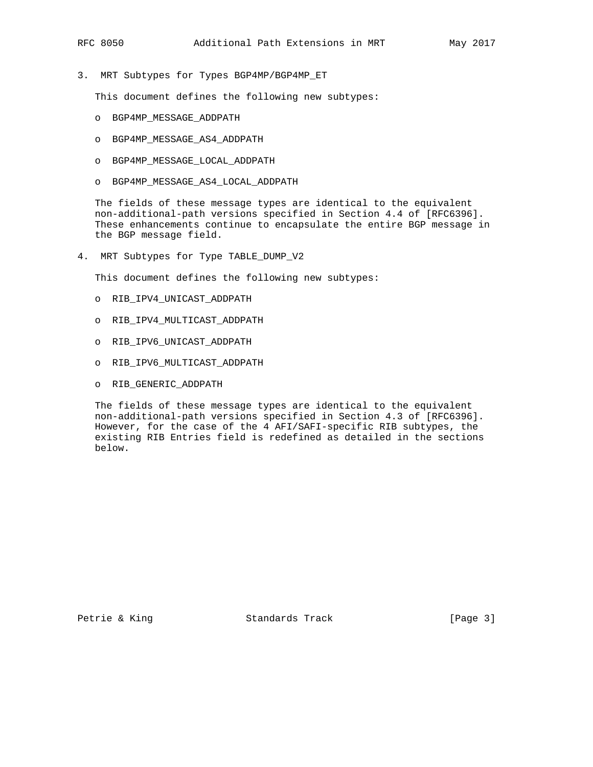## 3. MRT Subtypes for Types BGP4MP/BGP4MP_ET

This document defines the following new subtypes:

- BGP4MP_MESSAGE_ADDPATH
- BGP4MP_MESSAGE_AS4_ADDPATH
- BGP4MP_MESSAGE_LOCAL_ADDPATH
- BGP4MP_MESSAGE_AS4_LOCAL_ADDPATH

The fields of these message types are identical to the equivalent non-additional-path versions specified in Section 4.4 of [RFC6396]. These enhancements continue to encapsulate the entire BGP message in the BGP message field.

## 4. MRT Subtypes for Type TABLE_DUMP_V2

This document defines the following new subtypes:

- RIB_IPV4_UNICAST_ADDPATH
- RIB_IPV4_MULTICAST_ADDPATH
- RIB_IPV6_UNICAST_ADDPATH
- RIB_IPV6_MULTICAST_ADDPATH
- RIB_GENERIC_ADDPATH

The fields of these message types are identical to the equivalent non-additional-path versions specified in Section 4.3 of [RFC6396]. However, for the case of the 4 AFI/SAFI-specific RIB subtypes, the existing RIB Entries field is redefined as detailed in the sections below.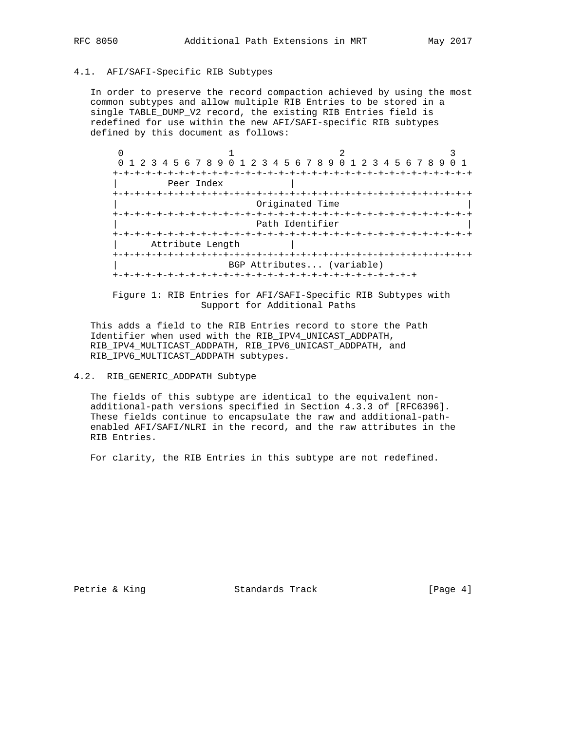### 4.1. AFI/SAFI-Specific RIB Subtypes

In order to preserve the record compaction achieved by using the most common subtypes and allow multiple RIB Entries to be stored in a single TABLE_DUMP_V2 record, the existing RIB Entries field is redefined for use within the new AFI/SAFI-specific RIB subtypes defined by this document as follows:

```
 0                   1                   2                   3
 0 1 2 3 4 5 6 7 8 9 0 1 2 3 4 5 6 7 8 9 0 1 2 3 4 5 6 7 8 9 0 1
+-+-+-+-+-+-+-+-+-+-+-+-+-+-+-+-+-+-+-+-+-+-+-+-+-+-+-+-+-+-+-+-+
|         Peer Index            |
+-+-+-+-+-+-+-+-+-+-+-+-+-+-+-+-+-+-+-+-+-+-+-+-+-+-+-+-+-+-+-+-+
|                         Originated Time                       |
+-+-+-+-+-+-+-+-+-+-+-+-+-+-+-+-+-+-+-+-+-+-+-+-+-+-+-+-+-+-+-+-+
|                         Path Identifier                       |
+-+-+-+-+-+-+-+-+-+-+-+-+-+-+-+-+-+-+-+-+-+-+-+-+-+-+-+-+-+-+-+-+
|      Attribute Length         |
+-+-+-+-+-+-+-+-+-+-+-+-+-+-+-+-+-+-+-+-+-+-+-+-+-+-+-+-+-+-+-+-+
|                    BGP Attributes... (variable)
+-+-+-+-+-+-+-+-+-+-+-+-+-+-+-+-+-+-+-+-+-+-+-+-+-+-+-+-+-+
```

Figure 1: RIB Entries for AFI/SAFI-Specific RIB Subtypes with Support for Additional Paths

This adds a field to the RIB Entries record to store the Path Identifier when used with the RIB_IPV4_UNICAST_ADDPATH, RIB_IPV4_MULTICAST_ADDPATH, RIB_IPV6_UNICAST_ADDPATH, and RIB_IPV6_MULTICAST_ADDPATH subtypes.

### 4.2. RIB_GENERIC_ADDPATH Subtype

The fields of this subtype are identical to the equivalent non-additional-path versions specified in Section 4.3.3 of [RFC6396]. These fields continue to encapsulate the raw and additional-path-enabled AFI/SAFI/NLRI in the record, and the raw attributes in the RIB Entries.

For clarity, the RIB Entries in this subtype are not redefined.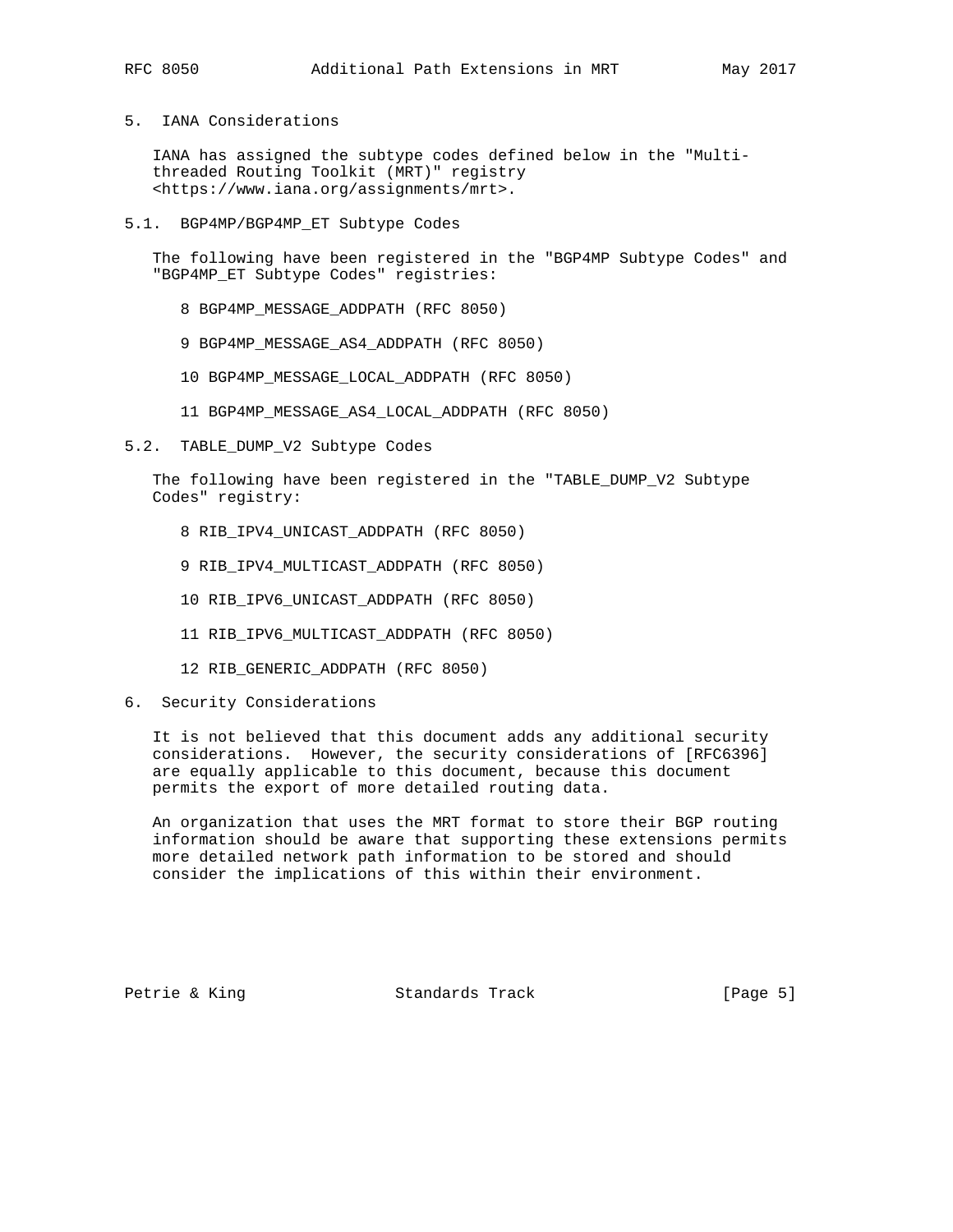## 5. IANA Considerations

IANA has assigned the subtype codes defined below in the "Multi-threaded Routing Toolkit (MRT)" registry <https://www.iana.org/assignments/mrt>.

### 5.1. BGP4MP/BGP4MP_ET Subtype Codes

The following have been registered in the "BGP4MP Subtype Codes" and "BGP4MP_ET Subtype Codes" registries:

8 BGP4MP_MESSAGE_ADDPATH (RFC 8050)

9 BGP4MP_MESSAGE_AS4_ADDPATH (RFC 8050)

10 BGP4MP_MESSAGE_LOCAL_ADDPATH (RFC 8050)

11 BGP4MP_MESSAGE_AS4_LOCAL_ADDPATH (RFC 8050)

### 5.2. TABLE_DUMP_V2 Subtype Codes

The following have been registered in the "TABLE_DUMP_V2 Subtype Codes" registry:

8 RIB_IPV4_UNICAST_ADDPATH (RFC 8050)

9 RIB_IPV4_MULTICAST_ADDPATH (RFC 8050)

10 RIB_IPV6_UNICAST_ADDPATH (RFC 8050)

11 RIB_IPV6_MULTICAST_ADDPATH (RFC 8050)

12 RIB_GENERIC_ADDPATH (RFC 8050)

## 6. Security Considerations

It is not believed that this document adds any additional security considerations. However, the security considerations of [RFC6396] are equally applicable to this document, because this document permits the export of more detailed routing data.

An organization that uses the MRT format to store their BGP routing information should be aware that supporting these extensions permits more detailed network path information to be stored and should consider the implications of this within their environment.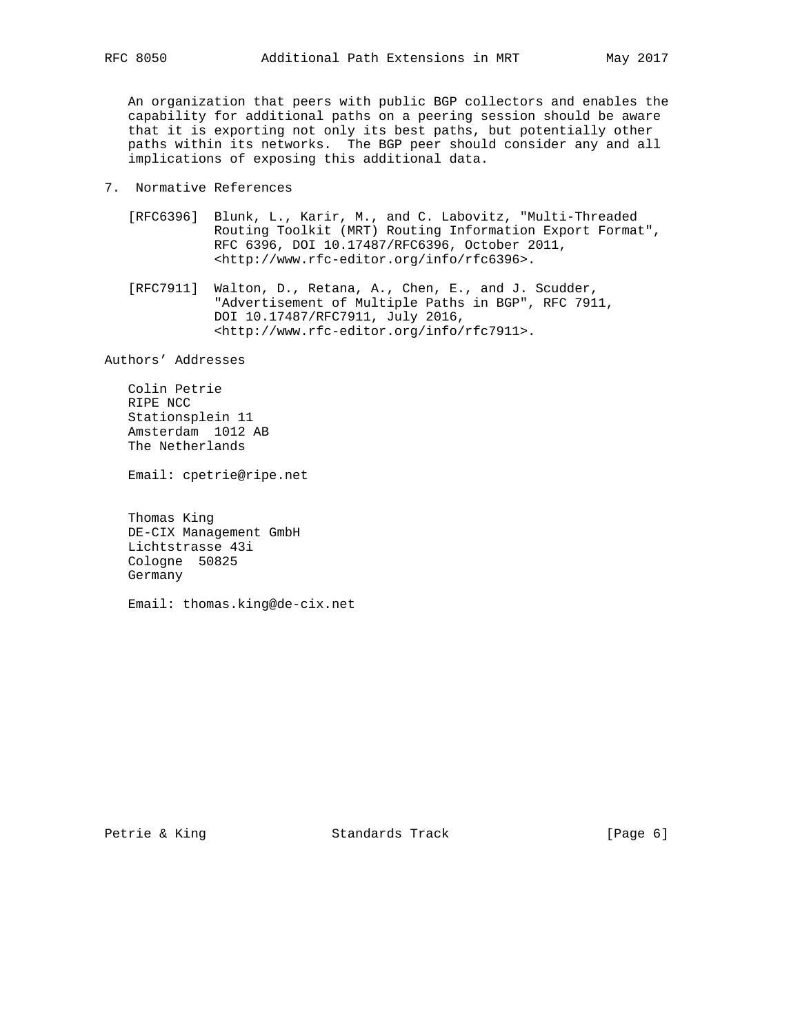An organization that peers with public BGP collectors and enables the capability for additional paths on a peering session should be aware that it is exporting not only its best paths, but potentially other paths within its networks. The BGP peer should consider any and all implications of exposing this additional data.

## 7. Normative References

[RFC6396] Blunk, L., Karir, M., and C. Labovitz, "Multi-Threaded Routing Toolkit (MRT) Routing Information Export Format", RFC 6396, DOI 10.17487/RFC6396, October 2011, <http://www.rfc-editor.org/info/rfc6396>.

[RFC7911] Walton, D., Retana, A., Chen, E., and J. Scudder, "Advertisement of Multiple Paths in BGP", RFC 7911, DOI 10.17487/RFC7911, July 2016, <http://www.rfc-editor.org/info/rfc7911>.

## Authors' Addresses

Colin Petrie
RIPE NCC
Stationsplein 11
Amsterdam 1012 AB
The Netherlands

Email: cpetrie@ripe.net

Thomas King
DE-CIX Management GmbH
Lichtstrasse 43i
Cologne 50825
Germany

Email: thomas.king@de-cix.net